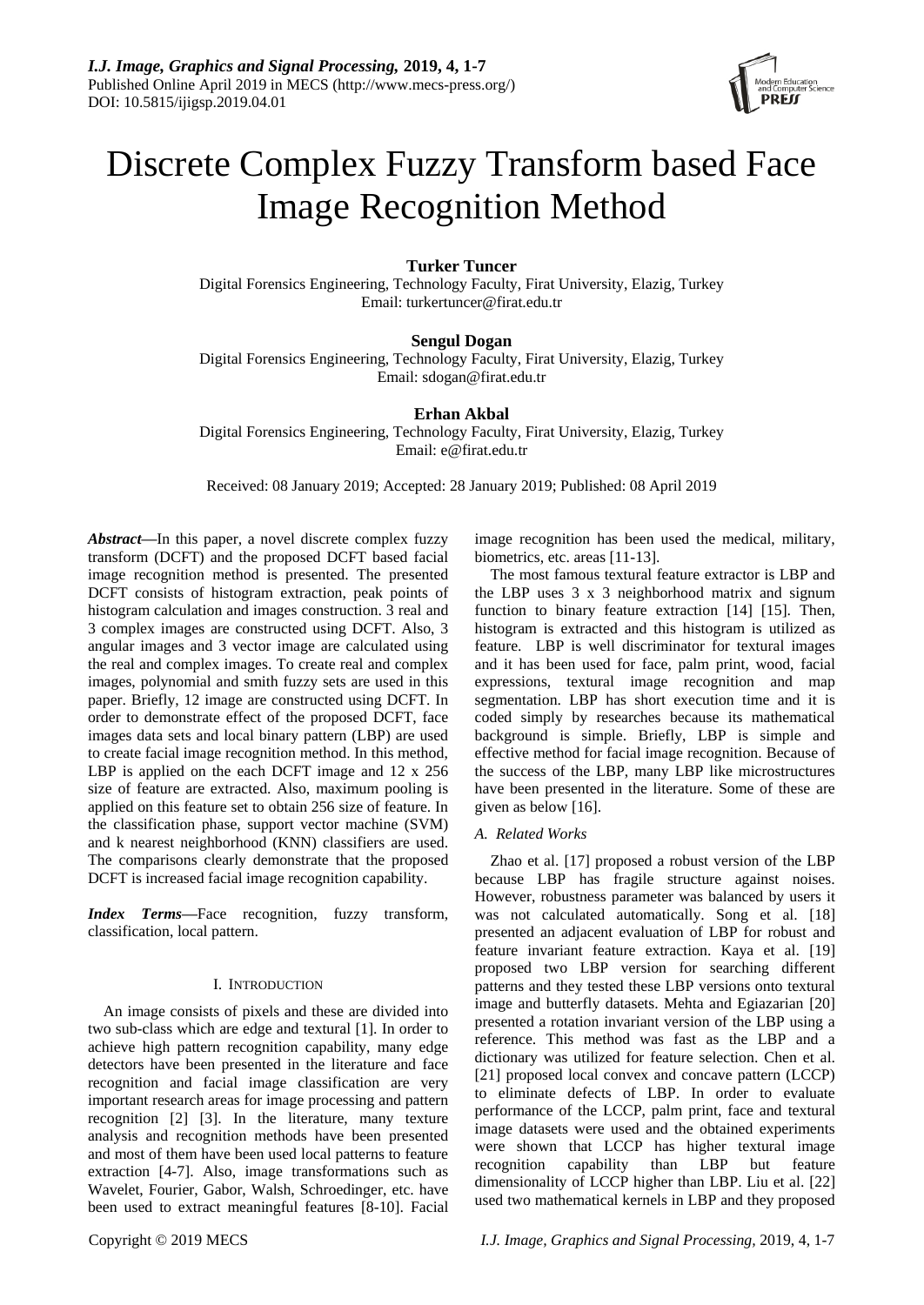# Discrete Complex Fuzzy Transform based Face Image Recognition Method

**Turker Tuncer**
Digital Forensics Engineering, Technology Faculty, Firat University, Elazig, Turkey
Email: turkertuncer@firat.edu.tr

**Sengul Dogan**
Digital Forensics Engineering, Technology Faculty, Firat University, Elazig, Turkey
Email: sdogan@firat.edu.tr

**Erhan Akbal**
Digital Forensics Engineering, Technology Faculty, Firat University, Elazig, Turkey
Email: e@firat.edu.tr

Received: 08 January 2019; Accepted: 28 January 2019; Published: 08 April 2019

***Abstract*—**In this paper, a novel discrete complex fuzzy transform (DCFT) and the proposed DCFT based facial image recognition method is presented. The presented DCFT consists of histogram extraction, peak points of histogram calculation and images construction. 3 real and 3 complex images are constructed using DCFT. Also, 3 angular images and 3 vector image are calculated using the real and complex images. To create real and complex images, polynomial and smith fuzzy sets are used in this paper. Briefly, 12 image are constructed using DCFT. In order to demonstrate effect of the proposed DCFT, face images data sets and local binary pattern (LBP) are used to create facial image recognition method. In this method, LBP is applied on the each DCFT image and 12 x 256 size of feature are extracted. Also, maximum pooling is applied on this feature set to obtain 256 size of feature. In the classification phase, support vector machine (SVM) and k nearest neighborhood (KNN) classifiers are used. The comparisons clearly demonstrate that the proposed DCFT is increased facial image recognition capability.

***Index Terms*—**Face recognition, fuzzy transform, classification, local pattern.

## I. Introduction

An image consists of pixels and these are divided into two sub-class which are edge and textural [1]. In order to achieve high pattern recognition capability, many edge detectors have been presented in the literature and face recognition and facial image classification are very important research areas for image processing and pattern recognition [2] [3]. In the literature, many texture analysis and recognition methods have been presented and most of them have been used local patterns to feature extraction [4-7]. Also, image transformations such as Wavelet, Fourier, Gabor, Walsh, Schroedinger, etc. have been used to extract meaningful features [8-10]. Facial image recognition has been used the medical, military, biometrics, etc. areas [11-13].

The most famous textural feature extractor is LBP and the LBP uses 3 x 3 neighborhood matrix and signum function to binary feature extraction [14] [15]. Then, histogram is extracted and this histogram is utilized as feature. LBP is well discriminator for textural images and it has been used for face, palm print, wood, facial expressions, textural image recognition and map segmentation. LBP has short execution time and it is coded simply by researches because its mathematical background is simple. Briefly, LBP is simple and effective method for facial image recognition. Because of the success of the LBP, many LBP like microstructures have been presented in the literature. Some of these are given as below [16].

### *A. Related Works*

Zhao et al. [17] proposed a robust version of the LBP because LBP has fragile structure against noises. However, robustness parameter was balanced by users it was not calculated automatically. Song et al. [18] presented an adjacent evaluation of LBP for robust and feature invariant feature extraction. Kaya et al. [19] proposed two LBP version for searching different patterns and they tested these LBP versions onto textural image and butterfly datasets. Mehta and Egiazarian [20] presented a rotation invariant version of the LBP using a reference. This method was fast as the LBP and a dictionary was utilized for feature selection. Chen et al. [21] proposed local convex and concave pattern (LCCP) to eliminate defects of LBP. In order to evaluate performance of the LCCP, palm print, face and textural image datasets were used and the obtained experiments were shown that LCCP has higher textural image recognition capability than LBP but feature dimensionality of LCCP higher than LBP. Liu et al. [22] used two mathematical kernels in LBP and they proposed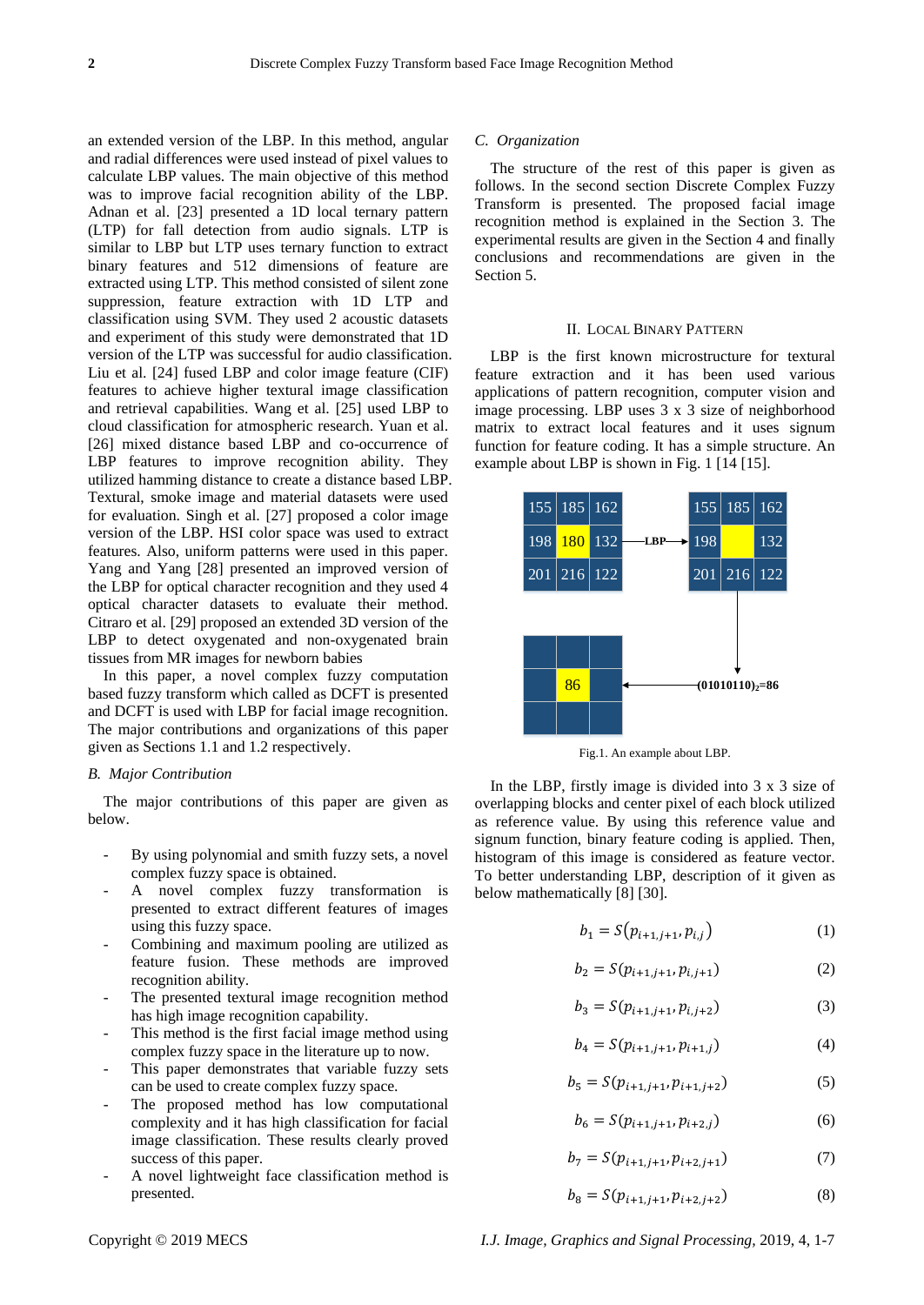an extended version of the LBP. In this method, angular and radial differences were used instead of pixel values to calculate LBP values. The main objective of this method was to improve facial recognition ability of the LBP. Adnan et al. [23] presented a 1D local ternary pattern (LTP) for fall detection from audio signals. LTP is similar to LBP but LTP uses ternary function to extract binary features and 512 dimensions of feature are extracted using LTP. This method consisted of silent zone suppression, feature extraction with 1D LTP and classification using SVM. They used 2 acoustic datasets and experiment of this study were demonstrated that 1D version of the LTP was successful for audio classification. Liu et al. [24] fused LBP and color image feature (CIF) features to achieve higher textural image classification and retrieval capabilities. Wang et al. [25] used LBP to cloud classification for atmospheric research. Yuan et al. [26] mixed distance based LBP and co-occurrence of LBP features to improve recognition ability. They utilized hamming distance to create a distance based LBP. Textural, smoke image and material datasets were used for evaluation. Singh et al. [27] proposed a color image version of the LBP. HSI color space was used to extract features. Also, uniform patterns were used in this paper. Yang and Yang [28] presented an improved version of the LBP for optical character recognition and they used 4 optical character datasets to evaluate their method. Citraro et al. [29] proposed an extended 3D version of the LBP to detect oxygenated and non-oxygenated brain tissues from MR images for newborn babies

In this paper, a novel complex fuzzy computation based fuzzy transform which called as DCFT is presented and DCFT is used with LBP for facial image recognition. The major contributions and organizations of this paper given as Sections 1.1 and 1.2 respectively.

### B. Major Contribution

The major contributions of this paper are given as below.

- By using polynomial and smith fuzzy sets, a novel complex fuzzy space is obtained.
- A novel complex fuzzy transformation is presented to extract different features of images using this fuzzy space.
- Combining and maximum pooling are utilized as feature fusion. These methods are improved recognition ability.
- The presented textural image recognition method has high image recognition capability.
- This method is the first facial image method using complex fuzzy space in the literature up to now.
- This paper demonstrates that variable fuzzy sets can be used to create complex fuzzy space.
- The proposed method has low computational complexity and it has high classification for facial image classification. These results clearly proved success of this paper.
- A novel lightweight face classification method is presented.

### C. Organization

The structure of the rest of this paper is given as follows. In the second section Discrete Complex Fuzzy Transform is presented. The proposed facial image recognition method is explained in the Section 3. The experimental results are given in the Section 4 and finally conclusions and recommendations are given in the Section 5.

## II. Local Binary Pattern

LBP is the first known microstructure for textural feature extraction and it has been used various applications of pattern recognition, computer vision and image processing. LBP uses 3 x 3 size of neighborhood matrix to extract local features and it uses signum function for feature coding. It has a simple structure. An example about LBP is shown in Fig. 1 [14 [15].

| 155 | 185 | 162 |
|---|---|---|
| 198 | 180 | 132 |
| 201 | 216 | 122 |

LBP →

| 155 | 185 | 162 |
|---|---|---|
| 198 |  | 132 |
| 201 | 216 | 122 |

$(01010110)_2=86$

|  |  |  |
|---|---|---|
|  | 86 |  |
|  |  |  |

Fig.1. An example about LBP.

In the LBP, firstly image is divided into 3 x 3 size of overlapping blocks and center pixel of each block utilized as reference value. By using this reference value and signum function, binary feature coding is applied. Then, histogram of this image is considered as feature vector. To better understanding LBP, description of it given as below mathematically [8] [30].

$$b_1 = S(p_{i+1,j+1}, p_{i,j}) \tag{1}$$

$$b_2 = S(p_{i+1,j+1}, p_{i,j+1}) \tag{2}$$

$$b_3 = S(p_{i+1,j+1}, p_{i,j+2}) \tag{3}$$

$$b_4 = S(p_{i+1,j+1}, p_{i+1,j}) \tag{4}$$

$$b_5 = S(p_{i+1,j+1}, p_{i+1,j+2}) \tag{5}$$

$$b_6 = S(p_{i+1,j+1}, p_{i+2,j}) \tag{6}$$

$$b_7 = S(p_{i+1,j+1}, p_{i+2,j+1}) \tag{7}$$

$$b_8 = S(p_{i+1,j+1}, p_{i+2,j+2}) \tag{8}$$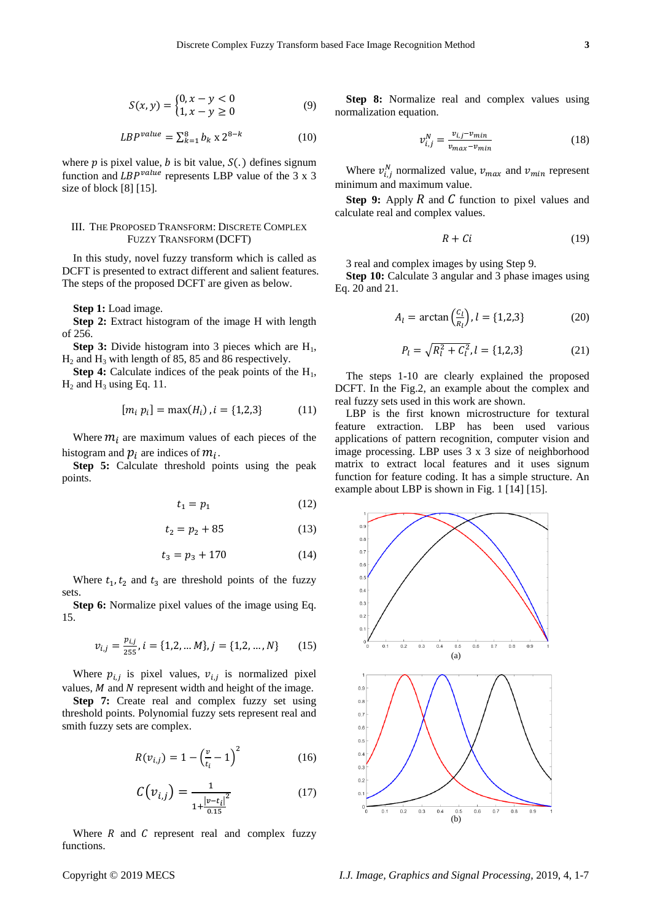$$S(x,y) = \begin{cases} 0, x - y < 0 \\ 1, x - y \geq 0 \end{cases} \quad (9)$$

$$LBP^{value} = \sum_{k=1}^{8} b_k \text{ x } 2^{8-k} \quad (10)$$

where $p$ is pixel value, $b$ is bit value, $S(.)$ defines signum function and $LBP^{value}$ represents LBP value of the 3 x 3 size of block [8] [15].

## III. The Proposed Transform: Discrete Complex Fuzzy Transform (DCFT)

In this study, novel fuzzy transform which is called as DCFT is presented to extract different and salient features. The steps of the proposed DCFT are given as below.

**Step 1:** Load image.

**Step 2:** Extract histogram of the image H with length of 256.

**Step 3:** Divide histogram into 3 pieces which are $H_1$, $H_2$ and $H_3$ with length of 85, 85 and 86 respectively.

**Step 4:** Calculate indices of the peak points of the $H_1$, $H_2$ and $H_3$ using Eq. 11.

$$[m_i \; p_i] = \max(H_i), i = \{1,2,3\} \quad (11)$$

Where $m_i$ are maximum values of each pieces of the histogram and $p_i$ are indices of $m_i$.

**Step 5:** Calculate threshold points using the peak points.

$$t_1 = p_1 \quad (12)$$

$$t_2 = p_2 + 85 \quad (13)$$

$$t_3 = p_3 + 170 \quad (14)$$

Where $t_1, t_2$ and $t_3$ are threshold points of the fuzzy sets.

**Step 6:** Normalize pixel values of the image using Eq. 15.

$$v_{i,j} = \frac{p_{i,j}}{255}, i = \{1,2,\ldots M\}, j = \{1,2,\ldots,N\} \quad (15)$$

Where $p_{i,j}$ is pixel values, $v_{i,j}$ is normalized pixel values, $M$ and $N$ represent width and height of the image.

**Step 7:** Create real and complex fuzzy set using threshold points. Polynomial fuzzy sets represent real and smith fuzzy sets are complex.

$$R(v_{i,j}) = 1 - \left(\frac{v}{t_i} - 1\right)^2 \quad (16)$$

$$C(v_{i,j}) = \frac{1}{1 + \frac{|v - t_i|^2}{0.15}} \quad (17)$$

Where $R$ and $C$ represent real and complex fuzzy functions.

**Step 8:** Normalize real and complex values using normalization equation.

$$v_{i,j}^N = \frac{v_{i,j} - v_{min}}{v_{max} - v_{min}} \quad (18)$$

Where $v_{i,j}^N$ normalized value, $v_{max}$ and $v_{min}$ represent minimum and maximum value.

**Step 9:** Apply $R$ and $C$ function to pixel values and calculate real and complex values.

$$R + Ci \quad (19)$$

3 real and complex images by using Step 9.

**Step 10:** Calculate 3 angular and 3 phase images using Eq. 20 and 21.

$$A_l = \arctan\left(\frac{C_l}{R_l}\right), l = \{1,2,3\} \quad (20)$$

$$P_l = \sqrt{R_l^2 + C_l^2}, l = \{1,2,3\} \quad (21)$$

The steps 1-10 are clearly explained the proposed DCFT. In the Fig.2, an example about the complex and real fuzzy sets used in this work are shown.

LBP is the first known microstructure for textural feature extraction. LBP has been used various applications of pattern recognition, computer vision and image processing. LBP uses 3 x 3 size of neighborhood matrix to extract local features and it uses signum function for feature coding. It has a simple structure. An example about LBP is shown in Fig. 1 [14] [15].

(a)

(b)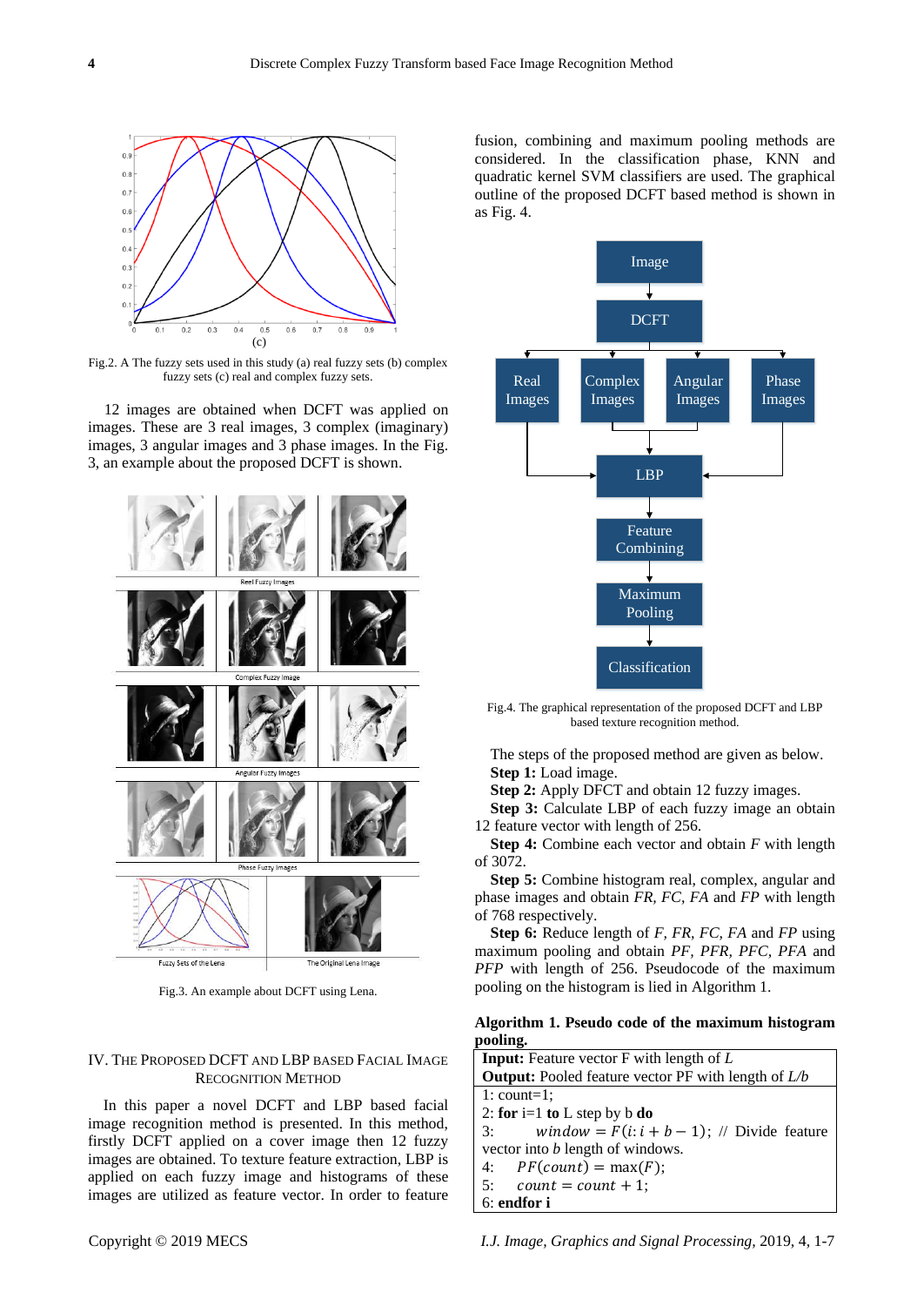(c)

Fig.2. A The fuzzy sets used in this study (a) real fuzzy sets (b) complex fuzzy sets (c) real and complex fuzzy sets.

12 images are obtained when DCFT was applied on images. These are 3 real images, 3 complex (imaginary) images, 3 angular images and 3 phase images. In the Fig. 3, an example about the proposed DCFT is shown.

Fig.3. An example about DCFT using Lena.

## IV. The Proposed DCFT and LBP Based Facial Image Recognition Method

In this paper a novel DCFT and LBP based facial image recognition method is presented. In this method, firstly DCFT applied on a cover image then 12 fuzzy images are obtained. To texture feature extraction, LBP is applied on each fuzzy image and histograms of these images are utilized as feature vector. In order to feature fusion, combining and maximum pooling methods are considered. In the classification phase, KNN and quadratic kernel SVM classifiers are used. The graphical outline of the proposed DCFT based method is shown in as Fig. 4.

Fig.4. The graphical representation of the proposed DCFT and LBP based texture recognition method.

The steps of the proposed method are given as below.

**Step 1:** Load image.

**Step 2:** Apply DFCT and obtain 12 fuzzy images.

**Step 3:** Calculate LBP of each fuzzy image an obtain 12 feature vector with length of 256.

**Step 4:** Combine each vector and obtain $F$ with length of 3072.

**Step 5:** Combine histogram real, complex, angular and phase images and obtain $FR$, $FC$, $FA$ and $FP$ with length of 768 respectively.

**Step 6:** Reduce length of $F$, $FR$, $FC$, $FA$ and $FP$ using maximum pooling and obtain $PF$, $PFR$, $PFC$, $PFA$ and $PFP$ with length of 256. Pseudocode of the maximum pooling on the histogram is lied in Algorithm 1.

**Algorithm 1. Pseudo code of the maximum histogram pooling.**

| **Input:** Feature vector F with length of $L$ <br> **Output:** Pooled feature vector PF with length of $L/b$ |
|---|
| 1: count=1; <br> 2: **for** i=1 **to** L step by b **do** <br> 3: $window = F(i: i + b - 1)$; // Divide feature vector into $b$ length of windows. <br> 4: $PF(count) = \max(F)$; <br> 5: $count = count + 1$; <br> 6: **endfor i** |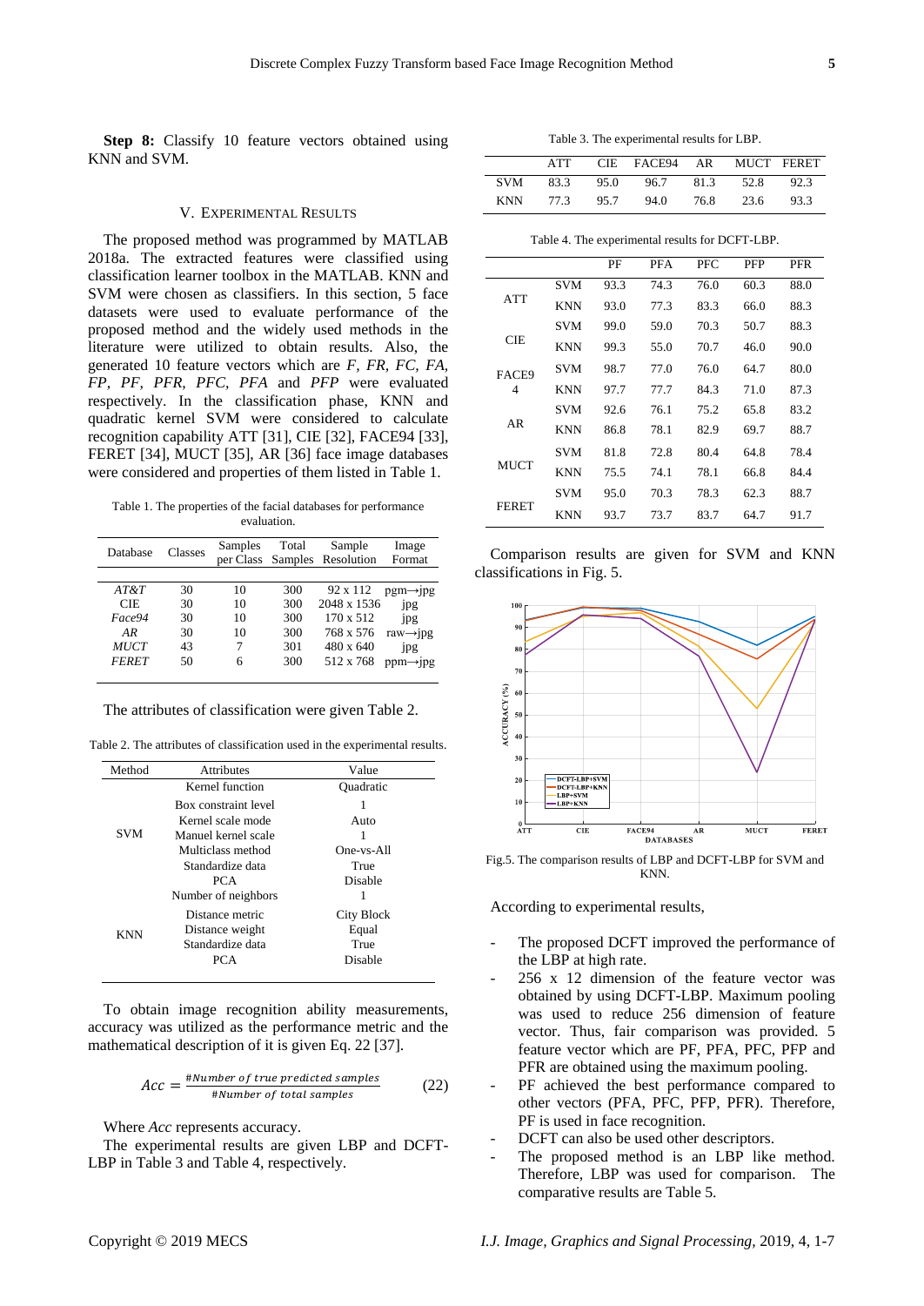**Step 8:** Classify 10 feature vectors obtained using KNN and SVM.

## V. Experimental Results

The proposed method was programmed by MATLAB 2018a. The extracted features were classified using classification learner toolbox in the MATLAB. KNN and SVM were chosen as classifiers. In this section, 5 face datasets were used to evaluate performance of the proposed method and the widely used methods in the literature were utilized to obtain results. Also, the generated 10 feature vectors which are *F, FR, FC, FA, FP, PF, PFR, PFC, PFA* and *PFP* were evaluated respectively. In the classification phase, KNN and quadratic kernel SVM were considered to calculate recognition capability ATT [31], CIE [32], FACE94 [33], FERET [34], MUCT [35], AR [36] face image databases were considered and properties of them listed in Table 1.

Table 1. The properties of the facial databases for performance evaluation.

| Database | Classes | Samples per Class | Total Samples | Sample Resolution | Image Format |
|---|---|---|---|---|---|
| *AT&T* | 30 | 10 | 300 | 92 x 112 | pgm→jpg |
| CIE | 30 | 10 | 300 | 2048 x 1536 | jpg |
| *Face94* | 30 | 10 | 300 | 170 x 512 | jpg |
| *AR* | 30 | 10 | 300 | 768 x 576 | raw→jpg |
| *MUCT* | 43 | 7 | 301 | 480 x 640 | jpg |
| *FERET* | 50 | 6 | 300 | 512 x 768 | ppm→jpg |

The attributes of classification were given Table 2.

Table 2. The attributes of classification used in the experimental results.

| Method | Attributes | Value |
|---|---|---|
| SVM | Kernel function | Quadratic |
| | Box constraint level | 1 |
| | Kernel scale mode | Auto |
| | Manuel kernel scale | 1 |
| | Multiclass method | One-vs-All |
| | Standardize data | True |
| | PCA | Disable |
| KNN | Number of neighbors | 1 |
| | Distance metric | City Block |
| | Distance weight | Equal |
| | Standardize data | True |
| | PCA | Disable |

To obtain image recognition ability measurements, accuracy was utilized as the performance metric and the mathematical description of it is given Eq. 22 [37].

$$Acc = \frac{\#Number\ of\ true\ predicted\ samples}{\#Number\ of\ total\ samples} \tag{22}$$

Where *Acc* represents accuracy.

The experimental results are given LBP and DCFT-LBP in Table 3 and Table 4, respectively.

Table 3. The experimental results for LBP.

| | ATT | CIE | FACE94 | AR | MUCT | FERET |
|---|---|---|---|---|---|---|
| SVM | 83.3 | 95.0 | 96.7 | 81.3 | 52.8 | 92.3 |
| KNN | 77.3 | 95.7 | 94.0 | 76.8 | 23.6 | 93.3 |

Table 4. The experimental results for DCFT-LBP.

| | | PF | PFA | PFC | PFP | PFR |
|---|---|---|---|---|---|---|
| ATT | SVM | 93.3 | 74.3 | 76.0 | 60.3 | 88.0 |
| | KNN | 93.0 | 77.3 | 83.3 | 66.0 | 88.3 |
| CIE | SVM | 99.0 | 59.0 | 70.3 | 50.7 | 88.3 |
| | KNN | 99.3 | 55.0 | 70.7 | 46.0 | 90.0 |
| FACE94 | SVM | 98.7 | 77.0 | 76.0 | 64.7 | 80.0 |
| | KNN | 97.7 | 77.7 | 84.3 | 71.0 | 87.3 |
| AR | SVM | 92.6 | 76.1 | 75.2 | 65.8 | 83.2 |
| | KNN | 86.8 | 78.1 | 82.9 | 69.7 | 88.7 |
| MUCT | SVM | 81.8 | 72.8 | 80.4 | 64.8 | 78.4 |
| | KNN | 75.5 | 74.1 | 78.1 | 66.8 | 84.4 |
| FERET | SVM | 95.0 | 70.3 | 78.3 | 62.3 | 88.7 |
| | KNN | 93.7 | 73.7 | 83.7 | 64.7 | 91.7 |

Comparison results are given for SVM and KNN classifications in Fig. 5.

Fig.5. The comparison results of LBP and DCFT-LBP for SVM and KNN.

According to experimental results,

- The proposed DCFT improved the performance of the LBP at high rate.
- 256 x 12 dimension of the feature vector was obtained by using DCFT-LBP. Maximum pooling was used to reduce 256 dimension of feature vector. Thus, fair comparison was provided. 5 feature vector which are PF, PFA, PFC, PFP and PFR are obtained using the maximum pooling.
- PF achieved the best performance compared to other vectors (PFA, PFC, PFP, PFR). Therefore, PF is used in face recognition.
- DCFT can also be used other descriptors.
- The proposed method is an LBP like method. Therefore, LBP was used for comparison. The comparative results are Table 5.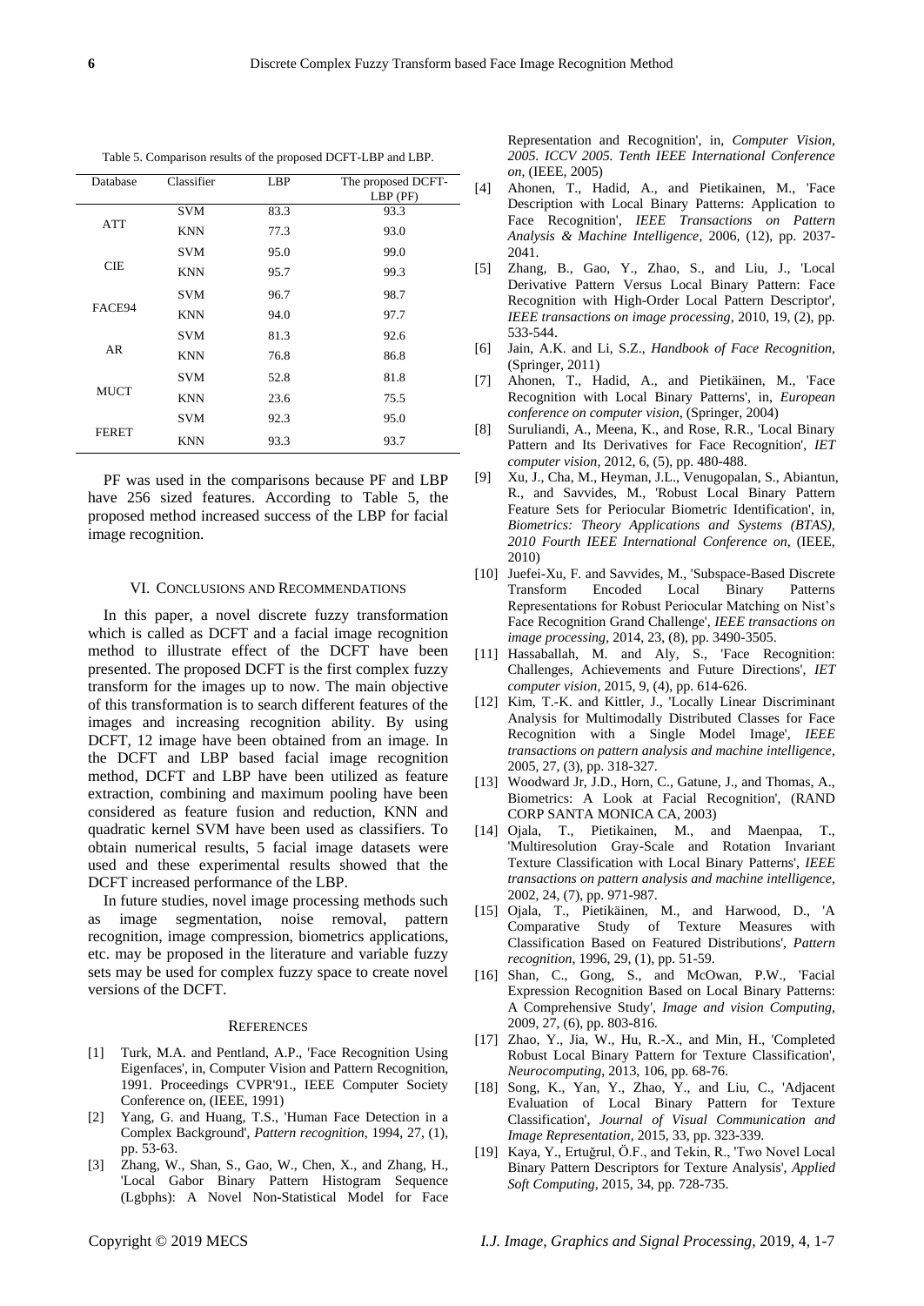Table 5. Comparison results of the proposed DCFT-LBP and LBP.

| Database | Classifier | LBP | The proposed DCFT-LBP (PF) |
|---|---|---|---|
| ATT | SVM | 83.3 | 93.3 |
| | KNN | 77.3 | 93.0 |
| CIE | SVM | 95.0 | 99.0 |
| | KNN | 95.7 | 99.3 |
| FACE94 | SVM | 96.7 | 98.7 |
| | KNN | 94.0 | 97.7 |
| AR | SVM | 81.3 | 92.6 |
| | KNN | 76.8 | 86.8 |
| MUCT | SVM | 52.8 | 81.8 |
| | KNN | 23.6 | 75.5 |
| FERET | SVM | 92.3 | 95.0 |
| | KNN | 93.3 | 93.7 |

PF was used in the comparisons because PF and LBP have 256 sized features. According to Table 5, the proposed method increased success of the LBP for facial image recognition.

## VI. Conclusions and Recommendations

In this paper, a novel discrete fuzzy transformation which is called as DCFT and a facial image recognition method to illustrate effect of the DCFT have been presented. The proposed DCFT is the first complex fuzzy transform for the images up to now. The main objective of this transformation is to search different features of the images and increasing recognition ability. By using DCFT, 12 image have been obtained from an image. In the DCFT and LBP based facial image recognition method, DCFT and LBP have been utilized as feature extraction, combining and maximum pooling have been considered as feature fusion and reduction, KNN and quadratic kernel SVM have been used as classifiers. To obtain numerical results, 5 facial image datasets were used and these experimental results showed that the DCFT increased performance of the LBP.

In future studies, novel image processing methods such as image segmentation, noise removal, pattern recognition, image compression, biometrics applications, etc. may be proposed in the literature and variable fuzzy sets may be used for complex fuzzy space to create novel versions of the DCFT.

## References

[1] Turk, M.A. and Pentland, A.P., 'Face Recognition Using Eigenfaces', in, Computer Vision and Pattern Recognition, 1991. Proceedings CVPR'91., IEEE Computer Society Conference on, (IEEE, 1991)

[2] Yang, G. and Huang, T.S., 'Human Face Detection in a Complex Background', *Pattern recognition*, 1994, 27, (1), pp. 53-63.

[3] Zhang, W., Shan, S., Gao, W., Chen, X., and Zhang, H., 'Local Gabor Binary Pattern Histogram Sequence (Lgbphs): A Novel Non-Statistical Model for Face Representation and Recognition', in, *Computer Vision, 2005. ICCV 2005. Tenth IEEE International Conference on*, (IEEE, 2005)

[4] Ahonen, T., Hadid, A., and Pietikainen, M., 'Face Description with Local Binary Patterns: Application to Face Recognition', *IEEE Transactions on Pattern Analysis & Machine Intelligence*, 2006, (12), pp. 2037-2041.

[5] Zhang, B., Gao, Y., Zhao, S., and Liu, J., 'Local Derivative Pattern Versus Local Binary Pattern: Face Recognition with High-Order Local Pattern Descriptor', *IEEE transactions on image processing*, 2010, 19, (2), pp. 533-544.

[6] Jain, A.K. and Li, S.Z., *Handbook of Face Recognition*, (Springer, 2011)

[7] Ahonen, T., Hadid, A., and Pietikäinen, M., 'Face Recognition with Local Binary Patterns', in, *European conference on computer vision*, (Springer, 2004)

[8] Suruliandi, A., Meena, K., and Rose, R.R., 'Local Binary Pattern and Its Derivatives for Face Recognition', *IET computer vision*, 2012, 6, (5), pp. 480-488.

[9] Xu, J., Cha, M., Heyman, J.L., Venugopalan, S., Abiantun, R., and Savvides, M., 'Robust Local Binary Pattern Feature Sets for Periocular Biometric Identification', in, *Biometrics: Theory Applications and Systems (BTAS), 2010 Fourth IEEE International Conference on*, (IEEE, 2010)

[10] Juefei-Xu, F. and Savvides, M., 'Subspace-Based Discrete Transform Encoded Local Binary Patterns Representations for Robust Periocular Matching on Nist's Face Recognition Grand Challenge', *IEEE transactions on image processing*, 2014, 23, (8), pp. 3490-3505.

[11] Hassaballah, M. and Aly, S., 'Face Recognition: Challenges, Achievements and Future Directions', *IET computer vision*, 2015, 9, (4), pp. 614-626.

[12] Kim, T.-K. and Kittler, J., 'Locally Linear Discriminant Analysis for Multimodally Distributed Classes for Face Recognition with a Single Model Image', *IEEE transactions on pattern analysis and machine intelligence*, 2005, 27, (3), pp. 318-327.

[13] Woodward Jr, J.D., Horn, C., Gatune, J., and Thomas, A., Biometrics: A Look at Facial Recognition', (RAND CORP SANTA MONICA CA, 2003)

[14] Ojala, T., Pietikainen, M., and Maenpaa, T., 'Multiresolution Gray-Scale and Rotation Invariant Texture Classification with Local Binary Patterns', *IEEE transactions on pattern analysis and machine intelligence*, 2002, 24, (7), pp. 971-987.

[15] Ojala, T., Pietikäinen, M., and Harwood, D., 'A Comparative Study of Texture Measures with Classification Based on Featured Distributions', *Pattern recognition*, 1996, 29, (1), pp. 51-59.

[16] Shan, C., Gong, S., and McOwan, P.W., 'Facial Expression Recognition Based on Local Binary Patterns: A Comprehensive Study', *Image and vision Computing*, 2009, 27, (6), pp. 803-816.

[17] Zhao, Y., Jia, W., Hu, R.-X., and Min, H., 'Completed Robust Local Binary Pattern for Texture Classification', *Neurocomputing*, 2013, 106, pp. 68-76.

[18] Song, K., Yan, Y., Zhao, Y., and Liu, C., 'Adjacent Evaluation of Local Binary Pattern for Texture Classification', *Journal of Visual Communication and Image Representation*, 2015, 33, pp. 323-339.

[19] Kaya, Y., Ertuğrul, Ö.F., and Tekin, R., 'Two Novel Local Binary Pattern Descriptors for Texture Analysis', *Applied Soft Computing*, 2015, 34, pp. 728-735.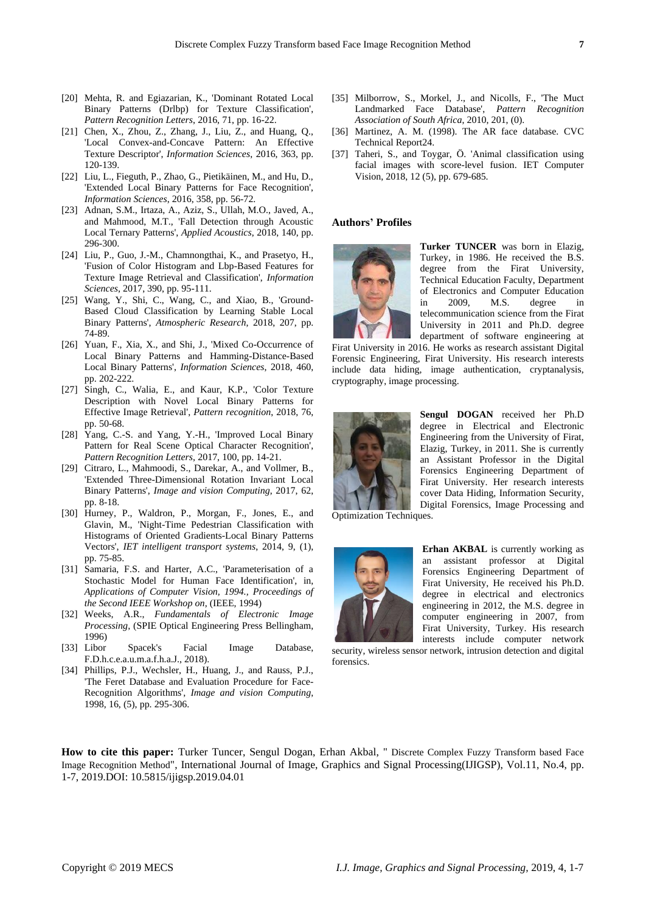[20] Mehta, R. and Egiazarian, K., 'Dominant Rotated Local Binary Patterns (Drlbp) for Texture Classification', *Pattern Recognition Letters*, 2016, 71, pp. 16-22.

[21] Chen, X., Zhou, Z., Zhang, J., Liu, Z., and Huang, Q., 'Local Convex-and-Concave Pattern: An Effective Texture Descriptor', *Information Sciences*, 2016, 363, pp. 120-139.

[22] Liu, L., Fieguth, P., Zhao, G., Pietikäinen, M., and Hu, D., 'Extended Local Binary Patterns for Face Recognition', *Information Sciences*, 2016, 358, pp. 56-72.

[23] Adnan, S.M., Irtaza, A., Aziz, S., Ullah, M.O., Javed, A., and Mahmood, M.T., 'Fall Detection through Acoustic Local Ternary Patterns', *Applied Acoustics*, 2018, 140, pp. 296-300.

[24] Liu, P., Guo, J.-M., Chamnongthai, K., and Prasetyo, H., 'Fusion of Color Histogram and Lbp-Based Features for Texture Image Retrieval and Classification', *Information Sciences*, 2017, 390, pp. 95-111.

[25] Wang, Y., Shi, C., Wang, C., and Xiao, B., 'Ground-Based Cloud Classification by Learning Stable Local Binary Patterns', *Atmospheric Research*, 2018, 207, pp. 74-89.

[26] Yuan, F., Xia, X., and Shi, J., 'Mixed Co-Occurrence of Local Binary Patterns and Hamming-Distance-Based Local Binary Patterns', *Information Sciences*, 2018, 460, pp. 202-222.

[27] Singh, C., Walia, E., and Kaur, K.P., 'Color Texture Description with Novel Local Binary Patterns for Effective Image Retrieval', *Pattern recognition*, 2018, 76, pp. 50-68.

[28] Yang, C.-S. and Yang, Y.-H., 'Improved Local Binary Pattern for Real Scene Optical Character Recognition', *Pattern Recognition Letters*, 2017, 100, pp. 14-21.

[29] Citraro, L., Mahmoodi, S., Darekar, A., and Vollmer, B., 'Extended Three-Dimensional Rotation Invariant Local Binary Patterns', *Image and vision Computing*, 2017, 62, pp. 8-18.

[30] Hurney, P., Waldron, P., Morgan, F., Jones, E., and Glavin, M., 'Night-Time Pedestrian Classification with Histograms of Oriented Gradients-Local Binary Patterns Vectors', *IET intelligent transport systems*, 2014, 9, (1), pp. 75-85.

[31] Samaria, F.S. and Harter, A.C., 'Parameterisation of a Stochastic Model for Human Face Identification', in, *Applications of Computer Vision, 1994., Proceedings of the Second IEEE Workshop on*, (IEEE, 1994)

[32] Weeks, A.R., *Fundamentals of Electronic Image Processing*, (SPIE Optical Engineering Press Bellingham, 1996)

[33] Libor Spacek's Facial Image Database, F.D.h.c.e.a.u.m.a.f.h.a.J., 2018).

[34] Phillips, P.J., Wechsler, H., Huang, J., and Rauss, P.J., 'The Feret Database and Evaluation Procedure for Face-Recognition Algorithms', *Image and vision Computing*, 1998, 16, (5), pp. 295-306.

[35] Milborrow, S., Morkel, J., and Nicolls, F., 'The Muct Landmarked Face Database', *Pattern Recognition Association of South Africa*, 2010, 201, (0).

[36] Martinez, A. M. (1998). The AR face database. CVC Technical Report24.

[37] Taheri, S., and Toygar, Ö. 'Animal classification using facial images with score-level fusion. IET Computer Vision, 2018, 12 (5), pp. 679-685.

## Authors' Profiles

**Turker TUNCER** was born in Elazig, Turkey, in 1986. He received the B.S. degree from the Firat University, Technical Education Faculty, Department of Electronics and Computer Education in 2009, M.S. degree in telecommunication science from the Firat University in 2011 and Ph.D. degree department of software engineering at Firat University in 2016. He works as research assistant Digital Forensic Engineering, Firat University. His research interests include data hiding, image authentication, cryptanalysis, cryptography, image processing.

**Sengul DOGAN** received her Ph.D degree in Electrical and Electronic Engineering from the University of Firat, Elazig, Turkey, in 2011. She is currently an Assistant Professor in the Digital Forensics Engineering Department of Firat University. Her research interests cover Data Hiding, Information Security, Digital Forensics, Image Processing and Optimization Techniques.

**Erhan AKBAL** is currently working as an assistant professor at Digital Forensics Engineering Department of Firat University, He received his Ph.D. degree in electrical and electronics engineering in 2012, the M.S. degree in computer engineering in 2007, from Firat University, Turkey. His research interests include computer network security, wireless sensor network, intrusion detection and digital forensics.

**How to cite this paper:** Turker Tuncer, Sengul Dogan, Erhan Akbal, " Discrete Complex Fuzzy Transform based Face Image Recognition Method", International Journal of Image, Graphics and Signal Processing(IJIGSP), Vol.11, No.4, pp. 1-7, 2019.DOI: 10.5815/ijigsp.2019.04.01